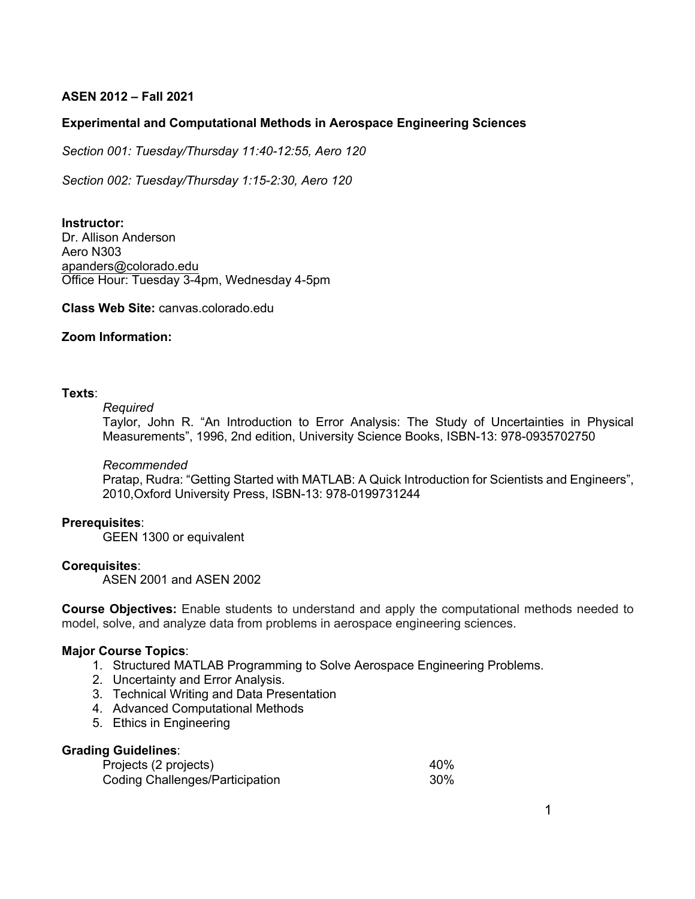**ASEN 2012 – Fall 2021**

**Experimental and Computational Methods in Aerospace Engineering Sciences**

*Section 001: Tuesday/Thursday 11:40-12:55, Aero 120*

*Section 002: Tuesday/Thursday 1:15-2:30, Aero 120*

**Instructor:**
Dr. Allison Anderson
Aero N303
apanders@colorado.edu
Office Hour: Tuesday 3-4pm, Wednesday 4-5pm

**Class Web Site:** canvas.colorado.edu

**Zoom Information:**

**Texts**:

*Required*
Taylor, John R. "An Introduction to Error Analysis: The Study of Uncertainties in Physical Measurements", 1996, 2nd edition, University Science Books, ISBN-13: 978-0935702750

*Recommended*
Pratap, Rudra: "Getting Started with MATLAB: A Quick Introduction for Scientists and Engineers", 2010,Oxford University Press, ISBN-13: 978-0199731244

**Prerequisites**:
GEEN 1300 or equivalent

**Corequisites**:
ASEN 2001 and ASEN 2002

**Course Objectives:** Enable students to understand and apply the computational methods needed to model, solve, and analyze data from problems in aerospace engineering sciences.

**Major Course Topics**:

1. Structured MATLAB Programming to Solve Aerospace Engineering Problems.
2. Uncertainty and Error Analysis.
3. Technical Writing and Data Presentation
4. Advanced Computational Methods
5. Ethics in Engineering

**Grading Guidelines**:

| | |
|---|---|
| Projects (2 projects) | 40% |
| Coding Challenges/Participation | 30% |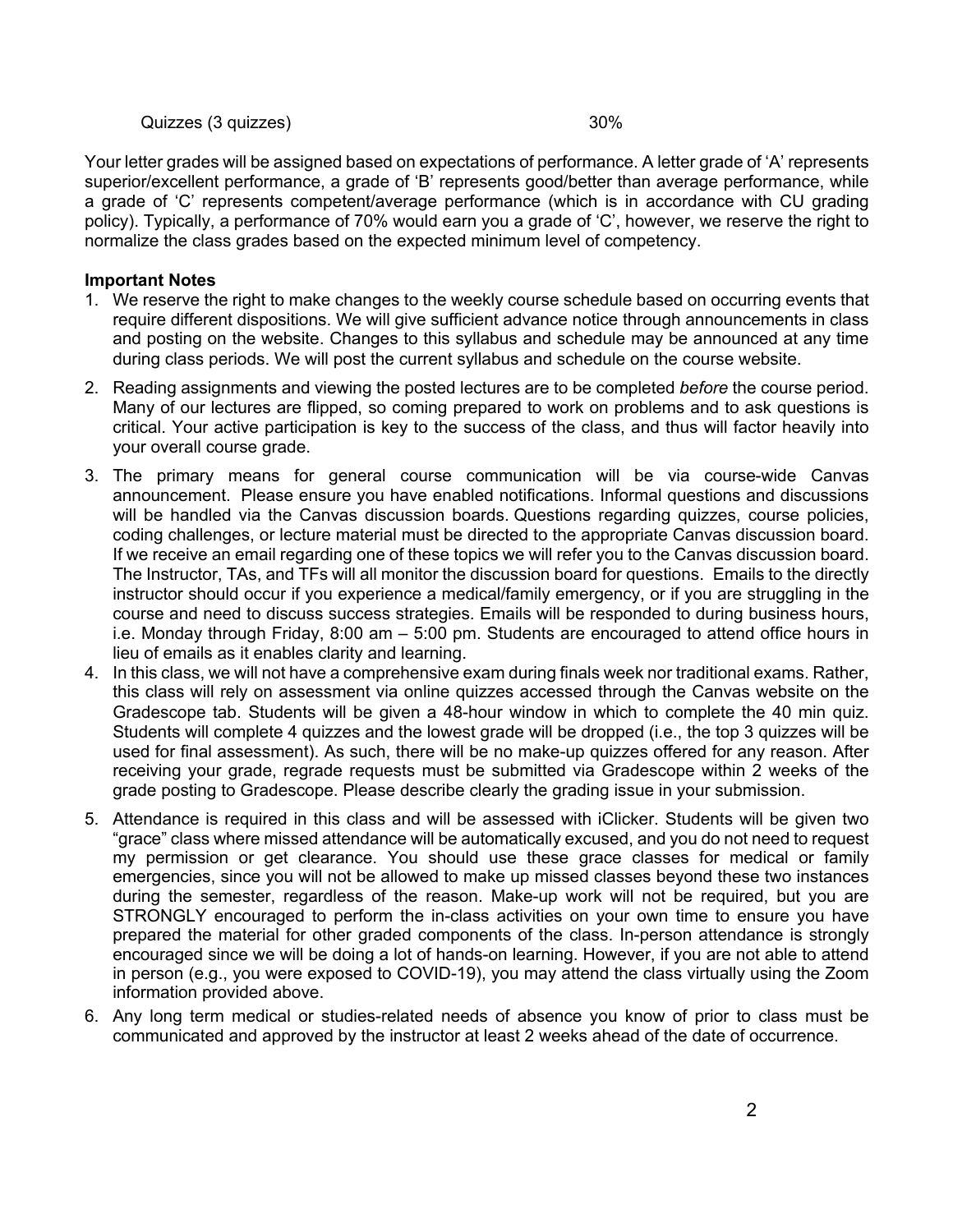| Quizzes (3 quizzes) | 30% |
| --- | --- |

Your letter grades will be assigned based on expectations of performance. A letter grade of 'A' represents superior/excellent performance, a grade of 'B' represents good/better than average performance, while a grade of 'C' represents competent/average performance (which is in accordance with CU grading policy). Typically, a performance of 70% would earn you a grade of 'C', however, we reserve the right to normalize the class grades based on the expected minimum level of competency.

**Important Notes**

1. We reserve the right to make changes to the weekly course schedule based on occurring events that require different dispositions. We will give sufficient advance notice through announcements in class and posting on the website. Changes to this syllabus and schedule may be announced at any time during class periods. We will post the current syllabus and schedule on the course website.
2. Reading assignments and viewing the posted lectures are to be completed *before* the course period. Many of our lectures are flipped, so coming prepared to work on problems and to ask questions is critical. Your active participation is key to the success of the class, and thus will factor heavily into your overall course grade.
3. The primary means for general course communication will be via course-wide Canvas announcement. Please ensure you have enabled notifications. Informal questions and discussions will be handled via the Canvas discussion boards. Questions regarding quizzes, course policies, coding challenges, or lecture material must be directed to the appropriate Canvas discussion board. If we receive an email regarding one of these topics we will refer you to the Canvas discussion board. The Instructor, TAs, and TFs will all monitor the discussion board for questions. Emails to the directly instructor should occur if you experience a medical/family emergency, or if you are struggling in the course and need to discuss success strategies. Emails will be responded to during business hours, i.e. Monday through Friday, 8:00 am – 5:00 pm. Students are encouraged to attend office hours in lieu of emails as it enables clarity and learning.
4. In this class, we will not have a comprehensive exam during finals week nor traditional exams. Rather, this class will rely on assessment via online quizzes accessed through the Canvas website on the Gradescope tab. Students will be given a 48-hour window in which to complete the 40 min quiz. Students will complete 4 quizzes and the lowest grade will be dropped (i.e., the top 3 quizzes will be used for final assessment). As such, there will be no make-up quizzes offered for any reason. After receiving your grade, regrade requests must be submitted via Gradescope within 2 weeks of the grade posting to Gradescope. Please describe clearly the grading issue in your submission.
5. Attendance is required in this class and will be assessed with iClicker. Students will be given two "grace" class where missed attendance will be automatically excused, and you do not need to request my permission or get clearance. You should use these grace classes for medical or family emergencies, since you will not be allowed to make up missed classes beyond these two instances during the semester, regardless of the reason. Make-up work will not be required, but you are STRONGLY encouraged to perform the in-class activities on your own time to ensure you have prepared the material for other graded components of the class. In-person attendance is strongly encouraged since we will be doing a lot of hands-on learning. However, if you are not able to attend in person (e.g., you were exposed to COVID-19), you may attend the class virtually using the Zoom information provided above.
6. Any long term medical or studies-related needs of absence you know of prior to class must be communicated and approved by the instructor at least 2 weeks ahead of the date of occurrence.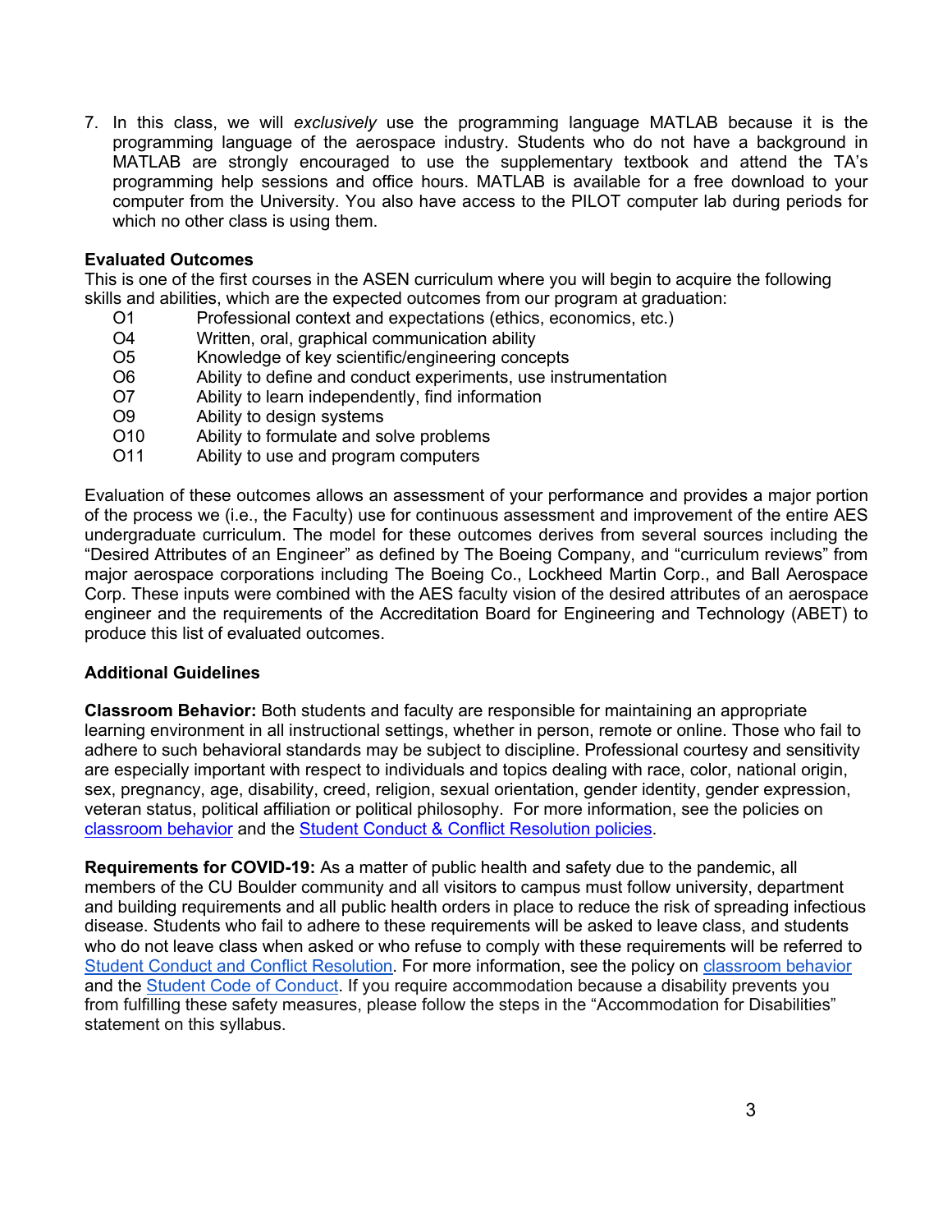7. In this class, we will *exclusively* use the programming language MATLAB because it is the programming language of the aerospace industry. Students who do not have a background in MATLAB are strongly encouraged to use the supplementary textbook and attend the TA's programming help sessions and office hours. MATLAB is available for a free download to your computer from the University. You also have access to the PILOT computer lab during periods for which no other class is using them.

**Evaluated Outcomes**

This is one of the first courses in the ASEN curriculum where you will begin to acquire the following skills and abilities, which are the expected outcomes from our program at graduation:

- O1 Professional context and expectations (ethics, economics, etc.)
- O4 Written, oral, graphical communication ability
- O5 Knowledge of key scientific/engineering concepts
- O6 Ability to define and conduct experiments, use instrumentation
- O7 Ability to learn independently, find information
- O9 Ability to design systems
- O10 Ability to formulate and solve problems
- O11 Ability to use and program computers

Evaluation of these outcomes allows an assessment of your performance and provides a major portion of the process we (i.e., the Faculty) use for continuous assessment and improvement of the entire AES undergraduate curriculum. The model for these outcomes derives from several sources including the "Desired Attributes of an Engineer" as defined by The Boeing Company, and "curriculum reviews" from major aerospace corporations including The Boeing Co., Lockheed Martin Corp., and Ball Aerospace Corp. These inputs were combined with the AES faculty vision of the desired attributes of an aerospace engineer and the requirements of the Accreditation Board for Engineering and Technology (ABET) to produce this list of evaluated outcomes.

**Additional Guidelines**

**Classroom Behavior:** Both students and faculty are responsible for maintaining an appropriate learning environment in all instructional settings, whether in person, remote or online. Those who fail to adhere to such behavioral standards may be subject to discipline. Professional courtesy and sensitivity are especially important with respect to individuals and topics dealing with race, color, national origin, sex, pregnancy, age, disability, creed, religion, sexual orientation, gender identity, gender expression, veteran status, political affiliation or political philosophy. For more information, see the policies on classroom behavior and the Student Conduct & Conflict Resolution policies.

**Requirements for COVID-19:** As a matter of public health and safety due to the pandemic, all members of the CU Boulder community and all visitors to campus must follow university, department and building requirements and all public health orders in place to reduce the risk of spreading infectious disease. Students who fail to adhere to these requirements will be asked to leave class, and students who do not leave class when asked or who refuse to comply with these requirements will be referred to Student Conduct and Conflict Resolution. For more information, see the policy on classroom behavior and the Student Code of Conduct. If you require accommodation because a disability prevents you from fulfilling these safety measures, please follow the steps in the "Accommodation for Disabilities" statement on this syllabus.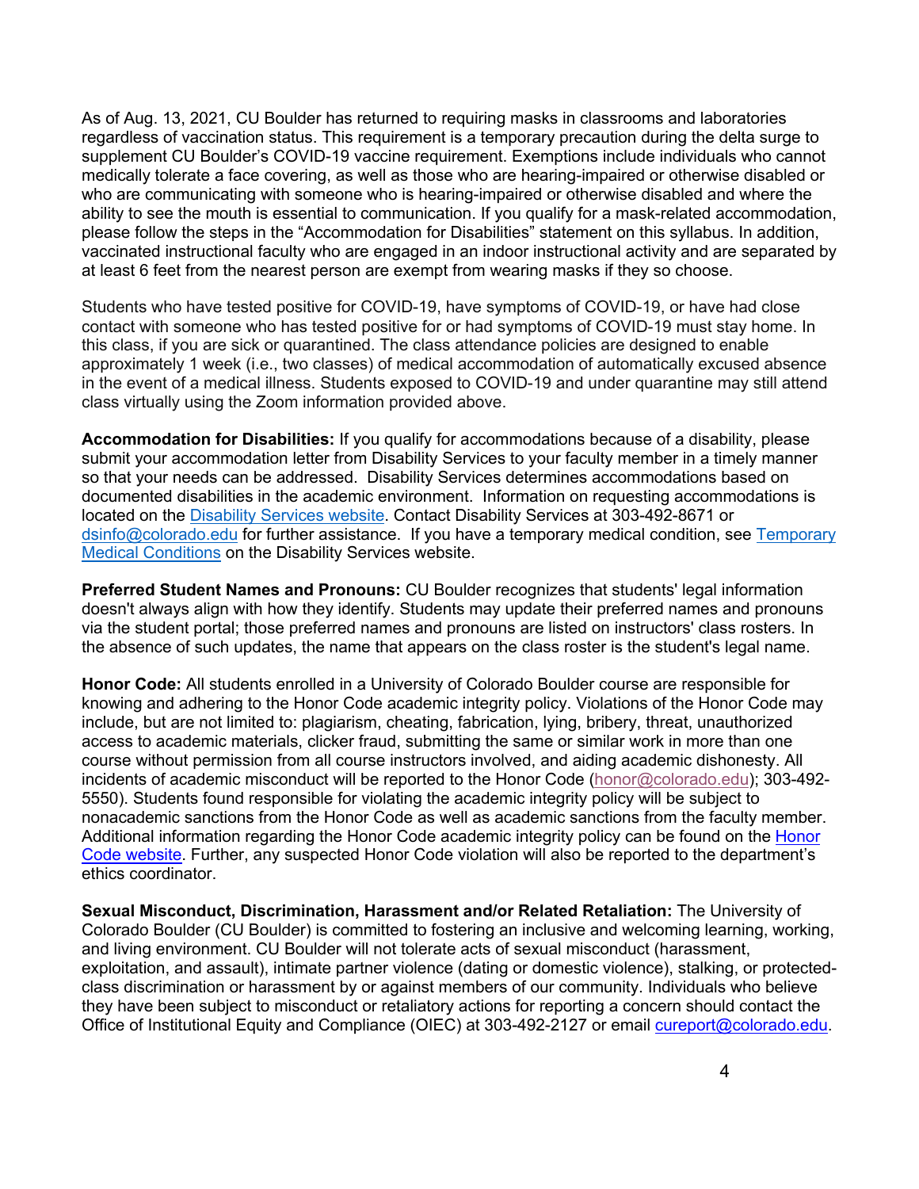As of Aug. 13, 2021, CU Boulder has returned to requiring masks in classrooms and laboratories regardless of vaccination status. This requirement is a temporary precaution during the delta surge to supplement CU Boulder's COVID-19 vaccine requirement. Exemptions include individuals who cannot medically tolerate a face covering, as well as those who are hearing-impaired or otherwise disabled or who are communicating with someone who is hearing-impaired or otherwise disabled and where the ability to see the mouth is essential to communication. If you qualify for a mask-related accommodation, please follow the steps in the "Accommodation for Disabilities" statement on this syllabus. In addition, vaccinated instructional faculty who are engaged in an indoor instructional activity and are separated by at least 6 feet from the nearest person are exempt from wearing masks if they so choose.

Students who have tested positive for COVID-19, have symptoms of COVID-19, or have had close contact with someone who has tested positive for or had symptoms of COVID-19 must stay home. In this class, if you are sick or quarantined. The class attendance policies are designed to enable approximately 1 week (i.e., two classes) of medical accommodation of automatically excused absence in the event of a medical illness. Students exposed to COVID-19 and under quarantine may still attend class virtually using the Zoom information provided above.

**Accommodation for Disabilities:** If you qualify for accommodations because of a disability, please submit your accommodation letter from Disability Services to your faculty member in a timely manner so that your needs can be addressed. Disability Services determines accommodations based on documented disabilities in the academic environment. Information on requesting accommodations is located on the Disability Services website. Contact Disability Services at 303-492-8671 or dsinfo@colorado.edu for further assistance. If you have a temporary medical condition, see Temporary Medical Conditions on the Disability Services website.

**Preferred Student Names and Pronouns:** CU Boulder recognizes that students' legal information doesn't always align with how they identify. Students may update their preferred names and pronouns via the student portal; those preferred names and pronouns are listed on instructors' class rosters. In the absence of such updates, the name that appears on the class roster is the student's legal name.

**Honor Code:** All students enrolled in a University of Colorado Boulder course are responsible for knowing and adhering to the Honor Code academic integrity policy. Violations of the Honor Code may include, but are not limited to: plagiarism, cheating, fabrication, lying, bribery, threat, unauthorized access to academic materials, clicker fraud, submitting the same or similar work in more than one course without permission from all course instructors involved, and aiding academic dishonesty. All incidents of academic misconduct will be reported to the Honor Code (honor@colorado.edu); 303-492-5550). Students found responsible for violating the academic integrity policy will be subject to nonacademic sanctions from the Honor Code as well as academic sanctions from the faculty member. Additional information regarding the Honor Code academic integrity policy can be found on the Honor Code website. Further, any suspected Honor Code violation will also be reported to the department's ethics coordinator.

**Sexual Misconduct, Discrimination, Harassment and/or Related Retaliation:** The University of Colorado Boulder (CU Boulder) is committed to fostering an inclusive and welcoming learning, working, and living environment. CU Boulder will not tolerate acts of sexual misconduct (harassment, exploitation, and assault), intimate partner violence (dating or domestic violence), stalking, or protected-class discrimination or harassment by or against members of our community. Individuals who believe they have been subject to misconduct or retaliatory actions for reporting a concern should contact the Office of Institutional Equity and Compliance (OIEC) at 303-492-2127 or email cureport@colorado.edu.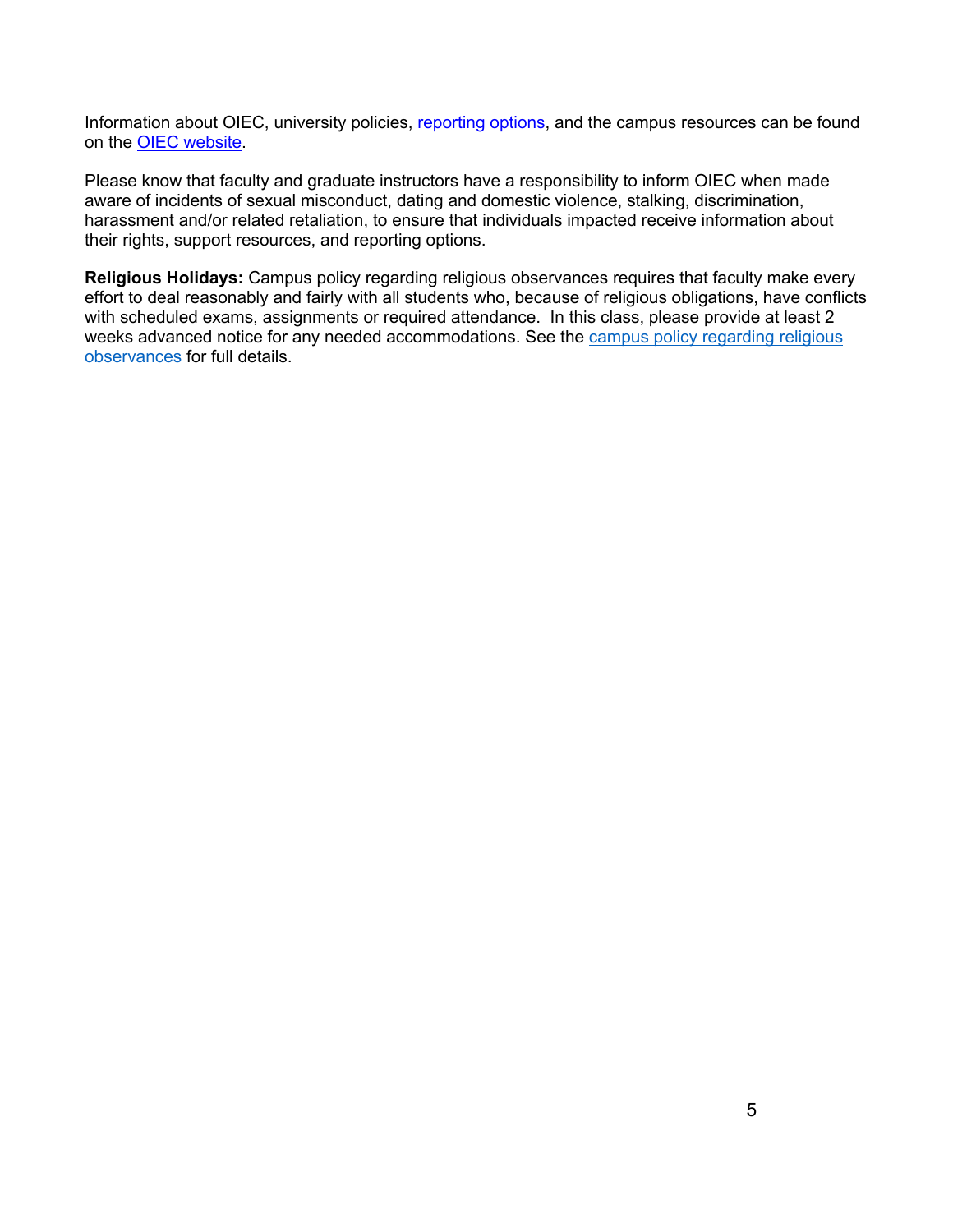Information about OIEC, university policies, reporting options, and the campus resources can be found on the OIEC website.

Please know that faculty and graduate instructors have a responsibility to inform OIEC when made aware of incidents of sexual misconduct, dating and domestic violence, stalking, discrimination, harassment and/or related retaliation, to ensure that individuals impacted receive information about their rights, support resources, and reporting options.

**Religious Holidays:** Campus policy regarding religious observances requires that faculty make every effort to deal reasonably and fairly with all students who, because of religious obligations, have conflicts with scheduled exams, assignments or required attendance. In this class, please provide at least 2 weeks advanced notice for any needed accommodations. See the campus policy regarding religious observances for full details.